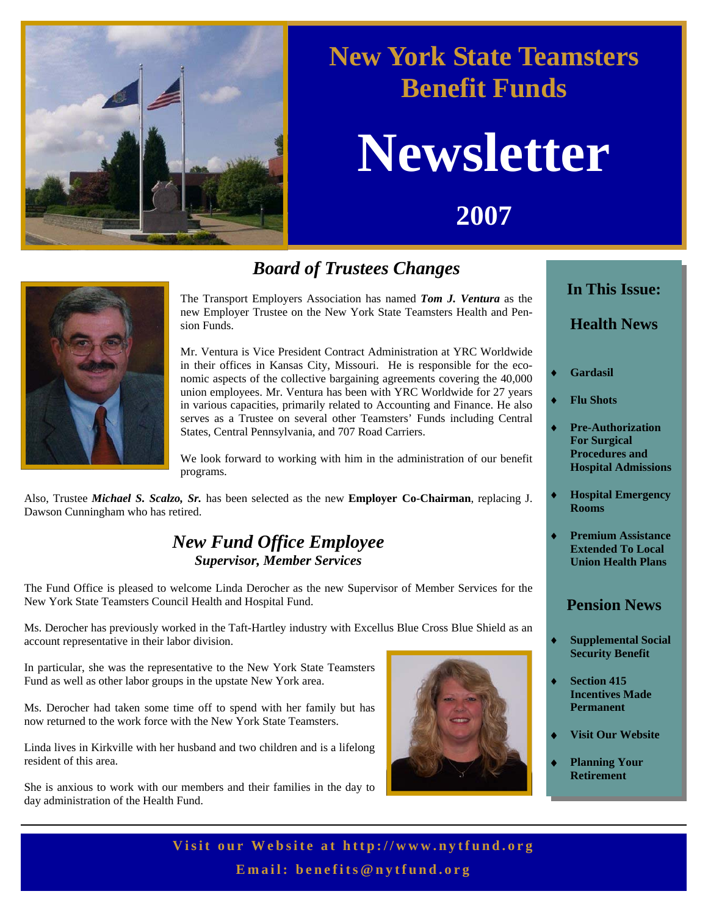# New York State Teamsters Benefit Funds

# Newsletter

## 2007

## *Board of Trustees Changes*

The Transport Employers Association has named ***Tom J. Ventura*** as the new Employer Trustee on the New York State Teamsters Health and Pension Funds.

Mr. Ventura is Vice President Contract Administration at YRC Worldwide in their offices in Kansas City, Missouri. He is responsible for the economic aspects of the collective bargaining agreements covering the 40,000 union employees. Mr. Ventura has been with YRC Worldwide for 27 years in various capacities, primarily related to Accounting and Finance. He also serves as a Trustee on several other Teamsters' Funds including Central States, Central Pennsylvania, and 707 Road Carriers.

We look forward to working with him in the administration of our benefit programs.

Also, Trustee ***Michael S. Scalzo, Sr.*** has been selected as the new **Employer Co-Chairman**, replacing J. Dawson Cunningham who has retired.

## *New Fund Office Employee*

### *Supervisor, Member Services*

The Fund Office is pleased to welcome Linda Derocher as the new Supervisor of Member Services for the New York State Teamsters Council Health and Hospital Fund.

Ms. Derocher has previously worked in the Taft-Hartley industry with Excellus Blue Cross Blue Shield as an account representative in their labor division.

In particular, she was the representative to the New York State Teamsters Fund as well as other labor groups in the upstate New York area.

Ms. Derocher had taken some time off to spend with her family but has now returned to the work force with the New York State Teamsters.

Linda lives in Kirkville with her husband and two children and is a lifelong resident of this area.

She is anxious to work with our members and their families in the day to day administration of the Health Fund.

---

### In This Issue:

#### Health News

- **Gardasil**
- **Flu Shots**
- **Pre-Authorization For Surgical Procedures and Hospital Admissions**
- **Hospital Emergency Rooms**
- **Premium Assistance Extended To Local Union Health Plans**

#### Pension News

- **Supplemental Social Security Benefit**
- **Section 415 Incentives Made Permanent**
- **Visit Our Website**
- **Planning Your Retirement**

---

**Visit our Website at http://www.nytfund.org**

**Email: benefits@nytfund.org**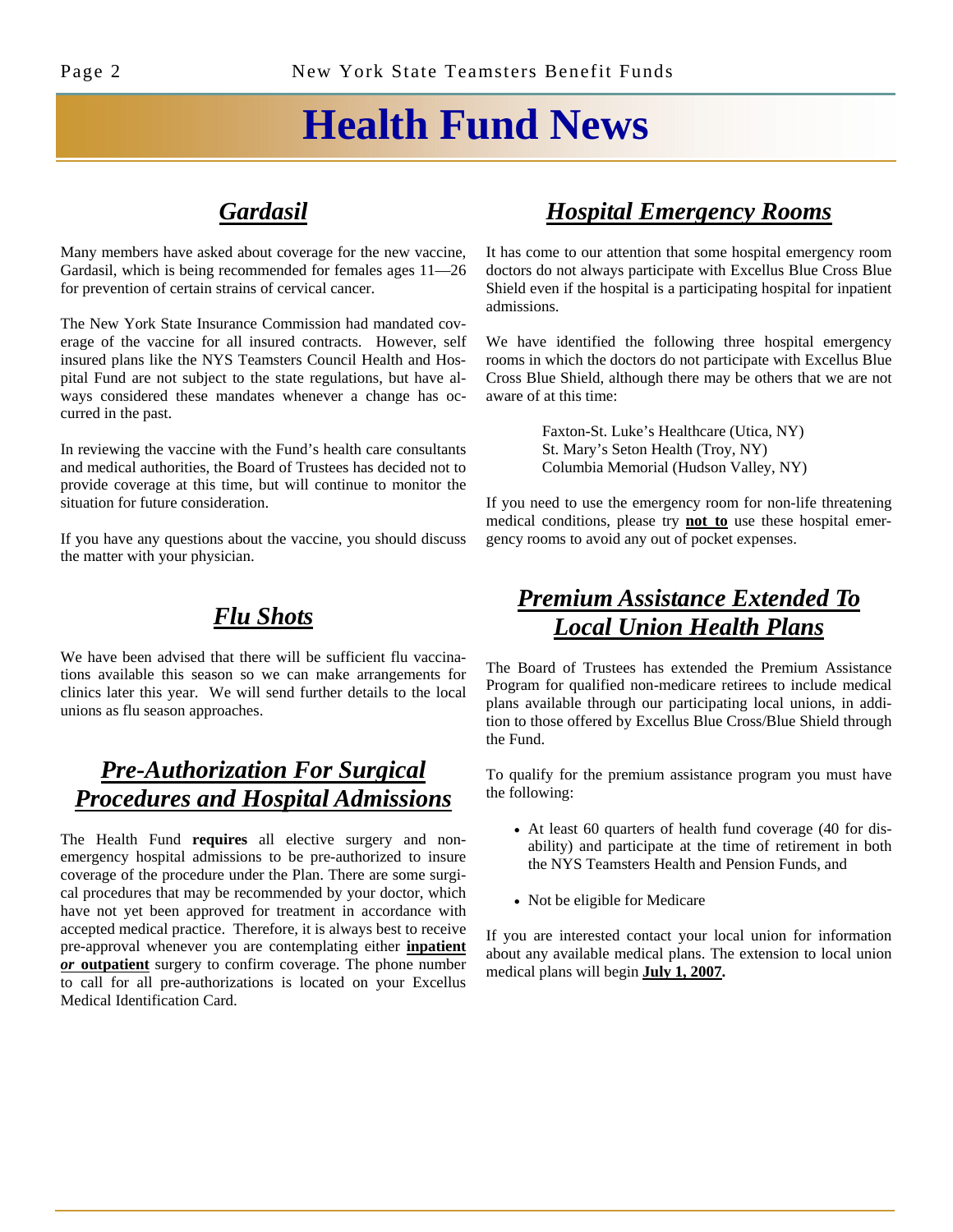# Health Fund News

## *Gardasil*

Many members have asked about coverage for the new vaccine, Gardasil, which is being recommended for females ages 11—26 for prevention of certain strains of cervical cancer.

The New York State Insurance Commission had mandated coverage of the vaccine for all insured contracts. However, self insured plans like the NYS Teamsters Council Health and Hospital Fund are not subject to the state regulations, but have always considered these mandates whenever a change has occurred in the past.

In reviewing the vaccine with the Fund's health care consultants and medical authorities, the Board of Trustees has decided not to provide coverage at this time, but will continue to monitor the situation for future consideration.

If you have any questions about the vaccine, you should discuss the matter with your physician.

## *Flu Shots*

We have been advised that there will be sufficient flu vaccinations available this season so we can make arrangements for clinics later this year. We will send further details to the local unions as flu season approaches.

## *Pre-Authorization For Surgical Procedures and Hospital Admissions*

The Health Fund **requires** all elective surgery and non-emergency hospital admissions to be pre-authorized to insure coverage of the procedure under the Plan. There are some surgical procedures that may be recommended by your doctor, which have not yet been approved for treatment in accordance with accepted medical practice. Therefore, it is always best to receive pre-approval whenever you are contemplating either **inpatient** ***or*** **outpatient** surgery to confirm coverage. The phone number to call for all pre-authorizations is located on your Excellus Medical Identification Card.

## *Hospital Emergency Rooms*

It has come to our attention that some hospital emergency room doctors do not always participate with Excellus Blue Cross Blue Shield even if the hospital is a participating hospital for inpatient admissions.

We have identified the following three hospital emergency rooms in which the doctors do not participate with Excellus Blue Cross Blue Shield, although there may be others that we are not aware of at this time:

Faxton-St. Luke's Healthcare (Utica, NY)
St. Mary's Seton Health (Troy, NY)
Columbia Memorial (Hudson Valley, NY)

If you need to use the emergency room for non-life threatening medical conditions, please try **not to** use these hospital emergency rooms to avoid any out of pocket expenses.

## *Premium Assistance Extended To Local Union Health Plans*

The Board of Trustees has extended the Premium Assistance Program for qualified non-medicare retirees to include medical plans available through our participating local unions, in addition to those offered by Excellus Blue Cross/Blue Shield through the Fund.

To qualify for the premium assistance program you must have the following:

- At least 60 quarters of health fund coverage (40 for disability) and participate at the time of retirement in both the NYS Teamsters Health and Pension Funds, and
- Not be eligible for Medicare

If you are interested contact your local union for information about any available medical plans. The extension to local union medical plans will begin **July 1, 2007.**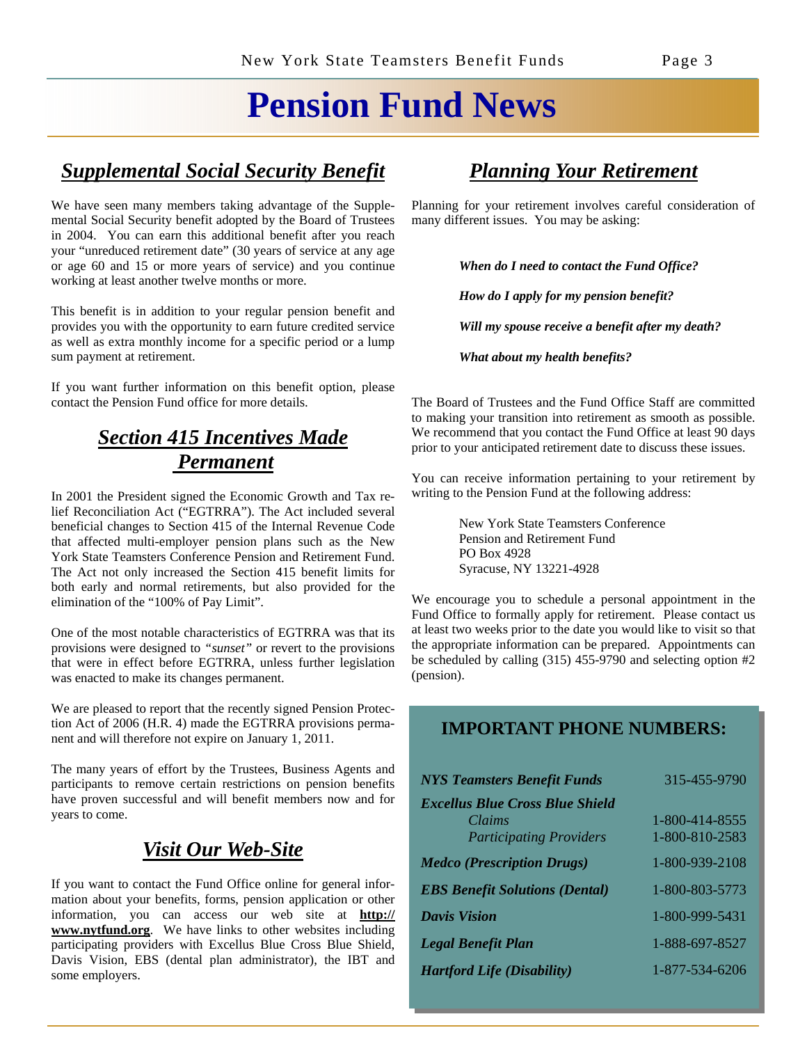# Pension Fund News

## *Supplemental Social Security Benefit*

We have seen many members taking advantage of the Supplemental Social Security benefit adopted by the Board of Trustees in 2004. You can earn this additional benefit after you reach your "unreduced retirement date" (30 years of service at any age or age 60 and 15 or more years of service) and you continue working at least another twelve months or more.

This benefit is in addition to your regular pension benefit and provides you with the opportunity to earn future credited service as well as extra monthly income for a specific period or a lump sum payment at retirement.

If you want further information on this benefit option, please contact the Pension Fund office for more details.

## *Section 415 Incentives Made Permanent*

In 2001 the President signed the Economic Growth and Tax relief Reconciliation Act ("EGTRRA"). The Act included several beneficial changes to Section 415 of the Internal Revenue Code that affected multi-employer pension plans such as the New York State Teamsters Conference Pension and Retirement Fund. The Act not only increased the Section 415 benefit limits for both early and normal retirements, but also provided for the elimination of the "100% of Pay Limit".

One of the most notable characteristics of EGTRRA was that its provisions were designed to *"sunset"* or revert to the provisions that were in effect before EGTRRA, unless further legislation was enacted to make its changes permanent.

We are pleased to report that the recently signed Pension Protection Act of 2006 (H.R. 4) made the EGTRRA provisions permanent and will therefore not expire on January 1, 2011.

The many years of effort by the Trustees, Business Agents and participants to remove certain restrictions on pension benefits have proven successful and will benefit members now and for years to come.

## *Visit Our Web-Site*

If you want to contact the Fund Office online for general information about your benefits, forms, pension application or other information, you can access our web site at **http://www.nytfund.org**. We have links to other websites including participating providers with Excellus Blue Cross Blue Shield, Davis Vision, EBS (dental plan administrator), the IBT and some employers.

## *Planning Your Retirement*

Planning for your retirement involves careful consideration of many different issues. You may be asking:

***When do I need to contact the Fund Office?***

***How do I apply for my pension benefit?***

***Will my spouse receive a benefit after my death?***

***What about my health benefits?***

The Board of Trustees and the Fund Office Staff are committed to making your transition into retirement as smooth as possible. We recommend that you contact the Fund Office at least 90 days prior to your anticipated retirement date to discuss these issues.

You can receive information pertaining to your retirement by writing to the Pension Fund at the following address:

New York State Teamsters Conference
Pension and Retirement Fund
PO Box 4928
Syracuse, NY 13221-4928

We encourage you to schedule a personal appointment in the Fund Office to formally apply for retirement. Please contact us at least two weeks prior to the date you would like to visit so that the appropriate information can be prepared. Appointments can be scheduled by calling (315) 455-9790 and selecting option #2 (pension).

## IMPORTANT PHONE NUMBERS:

| | |
|---|---|
| ***NYS Teamsters Benefit Funds*** | 315-455-9790 |
| ***Excellus Blue Cross Blue Shield*** | |
| *Claims* | 1-800-414-8555 |
| *Participating Providers* | 1-800-810-2583 |
| ***Medco (Prescription Drugs)*** | 1-800-939-2108 |
| ***EBS Benefit Solutions (Dental)*** | 1-800-803-5773 |
| ***Davis Vision*** | 1-800-999-5431 |
| ***Legal Benefit Plan*** | 1-888-697-8527 |
| ***Hartford Life (Disability)*** | 1-877-534-6206 |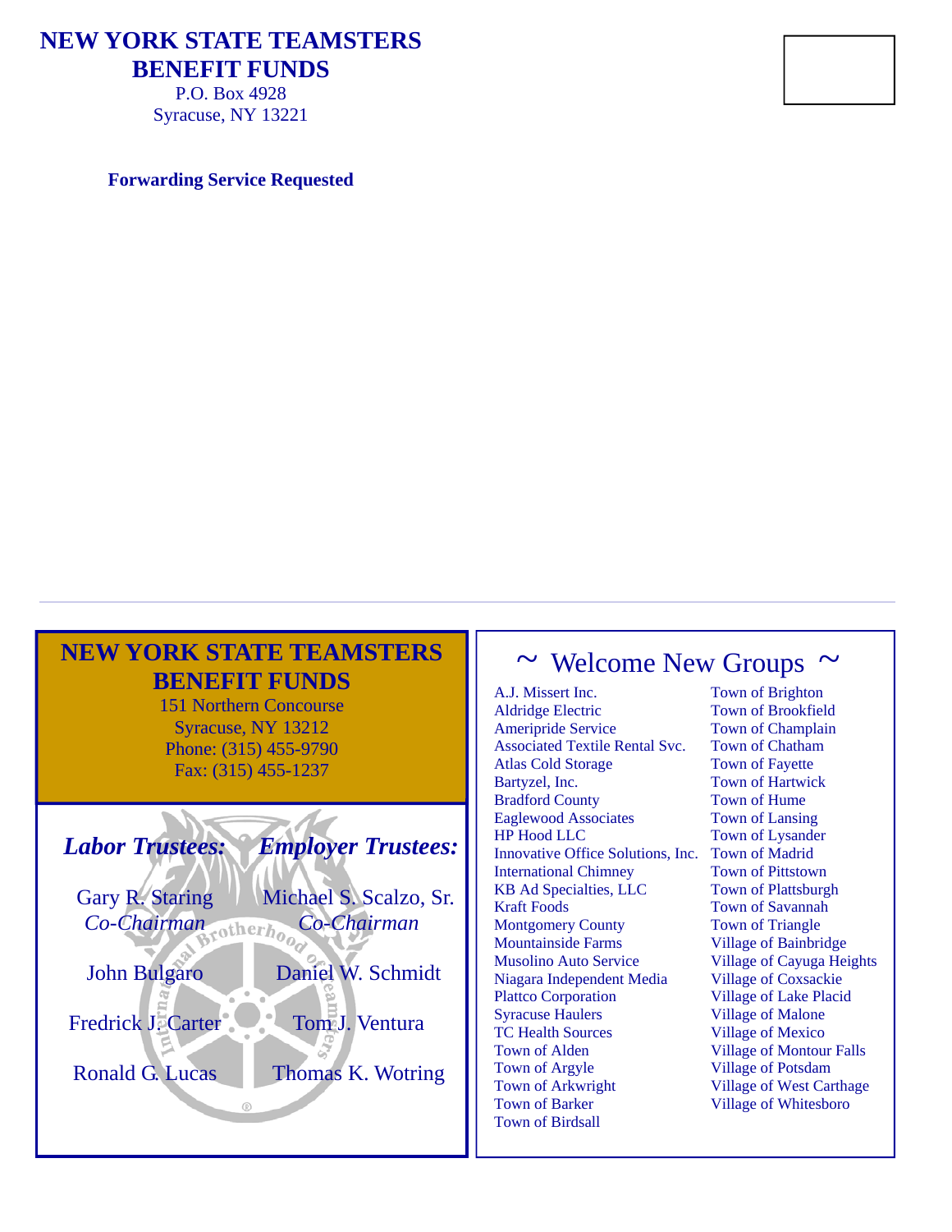**NEW YORK STATE TEAMSTERS BENEFIT FUNDS**
P.O. Box 4928
Syracuse, NY 13221

**Forwarding Service Requested**

---

## NEW YORK STATE TEAMSTERS BENEFIT FUNDS

151 Northern Concourse
Syracuse, NY 13212
Phone: (315) 455-9790
Fax: (315) 455-1237

| *Labor Trustees:* | *Employer Trustees:* |
|---|---|
| Gary R. Staring *Co-Chairman* | Michael S. Scalzo, Sr. *Co-Chairman* |
| John Bulgaro | Daniel W. Schmidt |
| Fredrick J. Carter | Tom J. Ventura |
| Ronald G. Lucas | Thomas K. Wotring |

## ~ Welcome New Groups ~

- A.J. Missert Inc.
- Aldridge Electric
- Ameripride Service
- Associated Textile Rental Svc.
- Atlas Cold Storage
- Bartyzel, Inc.
- Bradford County
- Eaglewood Associates
- HP Hood LLC
- Innovative Office Solutions, Inc.
- International Chimney
- KB Ad Specialties, LLC
- Kraft Foods
- Montgomery County
- Mountainside Farms
- Musolino Auto Service
- Niagara Independent Media
- Plattco Corporation
- Syracuse Haulers
- TC Health Sources
- Town of Alden
- Town of Argyle
- Town of Arkwright
- Town of Barker
- Town of Birdsall
- Town of Brighton
- Town of Brookfield
- Town of Champlain
- Town of Chatham
- Town of Fayette
- Town of Hartwick
- Town of Hume
- Town of Lansing
- Town of Lysander
- Town of Madrid
- Town of Pittstown
- Town of Plattsburgh
- Town of Savannah
- Town of Triangle
- Village of Bainbridge
- Village of Cayuga Heights
- Village of Coxsackie
- Village of Lake Placid
- Village of Malone
- Village of Mexico
- Village of Montour Falls
- Village of Potsdam
- Village of West Carthage
- Village of Whitesboro